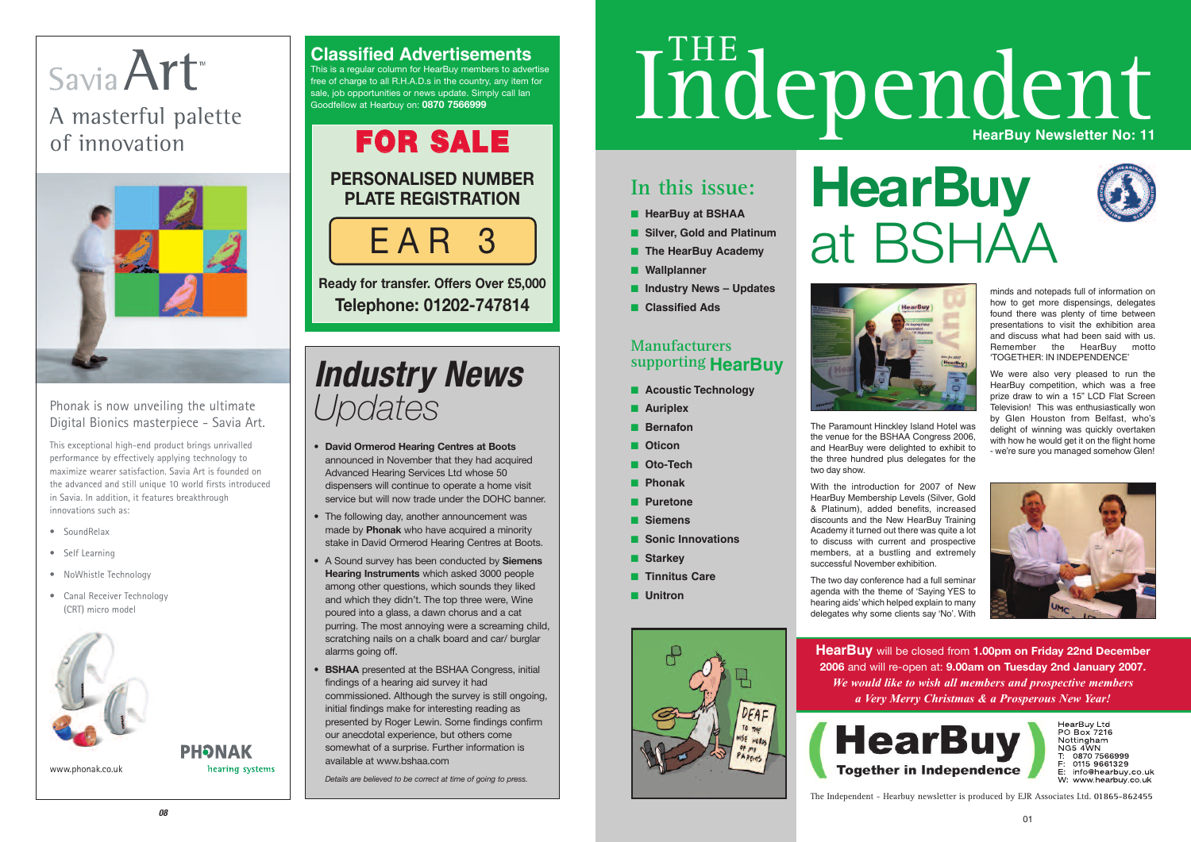# Savia Art™

## A masterful palette of innovation

Phonak is now unveiling the ultimate Digital Bionics masterpiece - Savia Art.

This exceptional high-end product brings unrivalled performance by effectively applying technology to maximize wearer satisfaction. Savia Art is founded on the advanced and still unique 10 world firsts introduced in Savia. In addition, it features breakthrough innovations such as:

- SoundRelax
- Self Learning
- NoWhistle Technology
- Canal Receiver Technology (CRT) micro model

www.phonak.co.uk

PHONAK hearing systems

## Classified Advertisements

This is a regular column for HearBuy members to advertise free of charge to all R.H.A.D.s in the country, any item for sale, job opportunities or news update. Simply call Ian Goodfellow at Hearbuy on: **0870 7566999**

### FOR SALE

**PERSONALISED NUMBER PLATE REGISTRATION**

EAR 3

**Ready for transfer. Offers Over £5,000**

**Telephone: 01202-747814**

## *Industry News Updates*

- **David Ormerod Hearing Centres at Boots** announced in November that they had acquired Advanced Hearing Services Ltd whose 50 dispensers will continue to operate a home visit service but will now trade under the DOHC banner.
- The following day, another announcement was made by **Phonak** who have acquired a minority stake in David Ormerod Hearing Centres at Boots.
- A Sound survey has been conducted by **Siemens Hearing Instruments** which asked 3000 people among other questions, which sounds they liked and which they didn't. The top three were, Wine poured into a glass, a dawn chorus and a cat purring. The most annoying were a screaming child, scratching nails on a chalk board and car/ burglar alarms going off.
- **BSHAA** presented at the BSHAA Congress, initial findings of a hearing aid survey it had commissioned. Although the survey is still ongoing, initial findings make for interesting reading as presented by Roger Lewin. Some findings confirm our anecdotal experience, but others come somewhat of a surprise. Further information is available at www.bshaa.com

*Details are believed to be correct at time of going to press.*

# THE Independent

**HearBuy Newsletter No: 11**

## In this issue:

- HearBuy at BSHAA
- Silver, Gold and Platinum
- The HearBuy Academy
- Wallplanner
- Industry News – Updates
- Classified Ads

## Manufacturers supporting HearBuy

- Acoustic Technology
- Auriplex
- Bernafon
- Oticon
- Oto-Tech
- Phonak
- Puretone
- Siemens
- Sonic Innovations
- Starkey
- Tinnitus Care
- Unitron

# HearBuy at BSHAA

The Paramount Hinckley Island Hotel was the venue for the BSHAA Congress 2006, and HearBuy were delighted to exhibit to the three hundred plus delegates for the two day show.

With the introduction for 2007 of New HearBuy Membership Levels (Silver, Gold & Platinum), added benefits, increased discounts and the New HearBuy Training Academy it turned out there was quite a lot to discuss with current and prospective members, at a bustling and extremely successful November exhibition.

The two day conference had a full seminar agenda with the theme of 'Saying YES to hearing aids' which helped explain to many delegates why some clients say 'No'. With minds and notepads full of information on how to get more dispensings, delegates found there was plenty of time between presentations to visit the exhibition area and discuss what had been said with us. Remember the HearBuy motto 'TOGETHER: IN INDEPENDENCE'

We were also very pleased to run the HearBuy competition, which was a free prize draw to win a 15" LCD Flat Screen Television! This was enthusiastically won by Glen Houston from Belfast, who's delight of winning was quickly overtaken with how he would get it on the flight home - we're sure you managed somehow Glen!

**HearBuy** will be closed from **1.00pm on Friday 22nd December 2006** and will re-open at: **9.00am on Tuesday 2nd January 2007.**

***We would like to wish all members and prospective members a Very Merry Christmas & a Prosperous New Year!***

**HearBuy** – Together in Independence

HearBuy Ltd
PO Box 7216
Nottingham
NG5 4WN
T: 0870 7566999
F: 0115 9661329
E: info@hearbuy.co.uk
W: www.hearbuy.co.uk

The Independent - Hearbuy newsletter is produced by EJR Associates Ltd. 01865-862455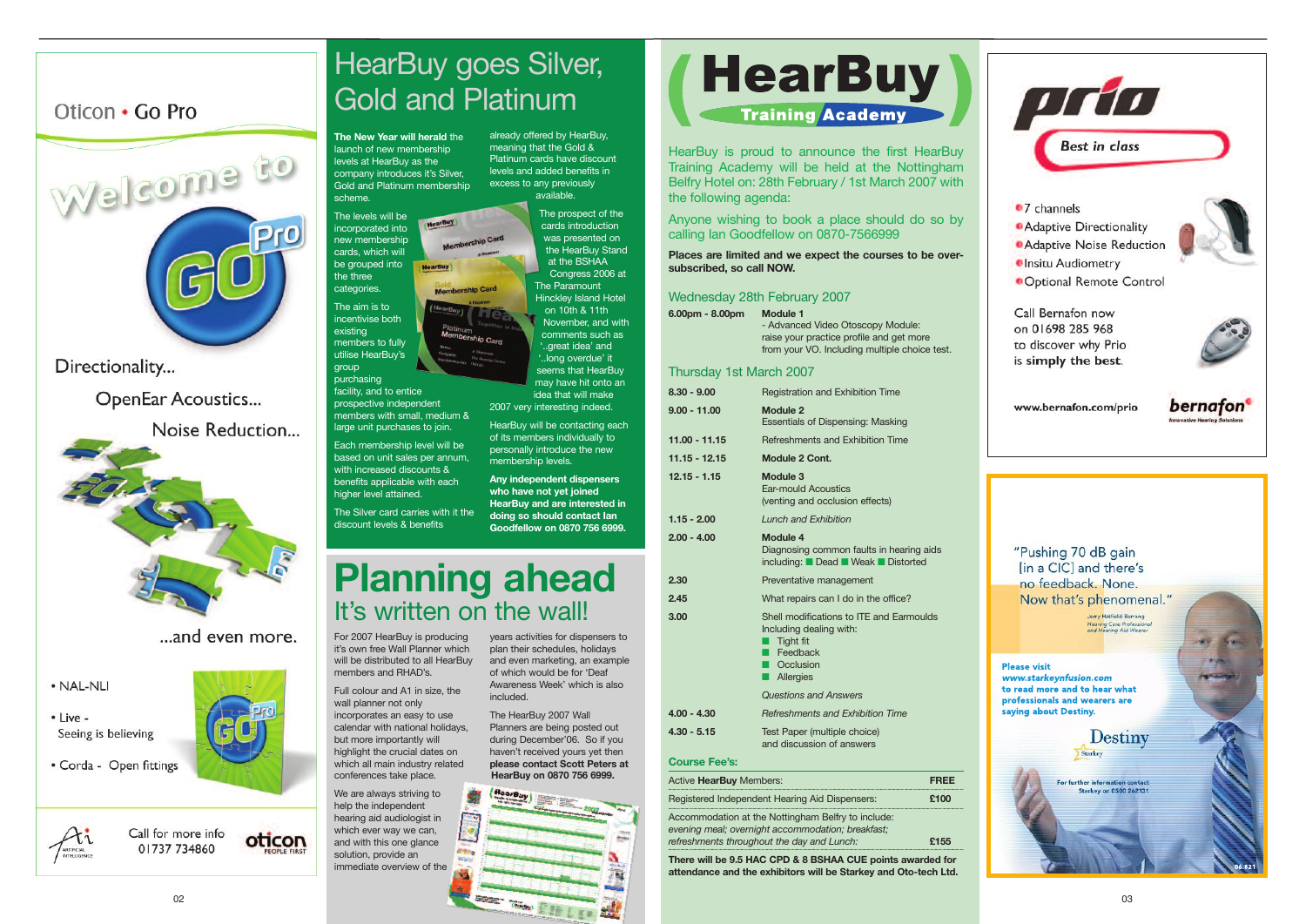# Oticon • Go Pro

Welcome to GO Pro

Directionality...

OpenEar Acoustics...

Noise Reduction...

...and even more.

- NAL-NLI
- Live - Seeing is believing
- Corda - Open fittings

Call for more info 01737 734860

oticon PEOPLE FIRST

# HearBuy goes Silver, Gold and Platinum

**The New Year will herald** the launch of new membership levels at HearBuy as the company introduces it's Silver, Gold and Platinum membership scheme.

The levels will be incorporated into new membership cards, which will be grouped into the three categories.

The aim is to incentivise both existing members to fully utilise HearBuy's group purchasing facility, and to entice prospective independent members with small, medium & large unit purchases to join.

Each membership level will be based on unit sales per annum, with increased discounts & benefits applicable with each higher level attained.

The Silver card carries with it the discount levels & benefits already offered by HearBuy, meaning that the Gold & Platinum cards have discount levels and added benefits in excess to any previously available.

The prospect of the cards introduction was presented on the HearBuy Stand at the BSHAA Congress 2006 at The Paramount Hinckley Island Hotel on 10th & 11th November, and with comments such as '..great idea' and '..long overdue' it seems that HearBuy may have hit onto an idea that will make 2007 very interesting indeed.

HearBuy will be contacting each of its members individually to personally introduce the new membership levels.

**Any independent dispensers who have not yet joined HearBuy and are interested in doing so should contact Ian Goodfellow on 0870 756 6999.**

# Planning ahead

## It's written on the wall!

For 2007 HearBuy is producing it's own free Wall Planner which will be distributed to all HearBuy members and RHAD's.

Full colour and A1 in size, the wall planner not only incorporates an easy to use calendar with national holidays, but more importantly will highlight the crucial dates on which all main industry related conferences take place.

We are always striving to help the independent hearing aid audiologist in which ever way we can, and with this one glance solution, provide an immediate overview of the years activities for dispensers to plan their schedules, holidays and even marketing, an example of which would be for 'Deaf Awareness Week' which is also included.

The HearBuy 2007 Wall Planners are being posted out during December'06. So if you haven't received yours yet then **please contact Scott Peters at HearBuy on 0870 756 6999.**

# HearBuy Training Academy

HearBuy is proud to announce the first HearBuy Training Academy will be held at the Nottingham Belfry Hotel on: 28th February / 1st March 2007 with the following agenda:

Anyone wishing to book a place should do so by calling Ian Goodfellow on 0870-7566999

**Places are limited and we expect the courses to be over-subscribed, so call NOW.**

## Wednesday 28th February 2007

| | |
|---|---|
| **6.00pm - 8.00pm** | **Module 1**<br>- Advanced Video Otoscopy Module:<br>raise your practice profile and get more from your VO. Including multiple choice test. |

## Thursday 1st March 2007

| | |
|---|---|
| 8.30 - 9.00 | Registration and Exhibition Time |
| 9.00 - 11.00 | **Module 2**<br>Essentials of Dispensing: Masking |
| 11.00 - 11.15 | Refreshments and Exhibition Time |
| 11.15 - 12.15 | **Module 2 Cont.** |
| 12.15 - 1.15 | **Module 3**<br>Ear-mould Acoustics<br>(venting and occlusion effects) |
| 1.15 - 2.00 | *Lunch and Exhibition* |
| 2.00 - 4.00 | **Module 4**<br>Diagnosing common faults in hearing aids including: Dead, Weak, Distorted |
| 2.30 | Preventative management |
| 2.45 | What repairs can I do in the office? |
| 3.00 | Shell modifications to ITE and Earmoulds<br>Including dealing with:<br>Tight fit<br>Feedback<br>Occlusion<br>Allergies<br>*Questions and Answers* |
| 4.00 - 4.30 | *Refreshments and Exhibition Time* |
| 4.30 - 5.15 | Test Paper (multiple choice) and discussion of answers |

## Course Fee's:

| | |
|---|---|
| Active **HearBuy** Members: | **FREE** |
| Registered Independent Hearing Aid Dispensers: | **£100** |
| Accommodation at the Nottingham Belfry to include: *evening meal; overnight accommodation; breakfast; refreshments throughout the day and Lunch:* | **£155** |

**There will be 9.5 HAC CPD & 8 BSHAA CUE points awarded for attendance and the exhibitors will be Starkey and Oto-tech Ltd.**

# prio

Best in class

- 7 channels
- Adaptive Directionality
- Adaptive Noise Reduction
- Insitu Audiometry
- Optional Remote Control

Call Bernafon now on 01698 285 968 to discover why Prio is simply the best.

www.bernafon.com/prio

bernafon Innovative Hearing Solutions

"Pushing 70 dB gain [in a CIC] and there's no feedback. None. Now that's phenomenal."

Jerry Hatfield Barrang, Hearing Care Professional and Hearing Aid Wearer

**Please visit *www.starkeynfusion.com* to read more and to hear what professionals and wearers are saying about Destiny.**

Destiny Starkey

For further information contact Starkey on 0500 262131